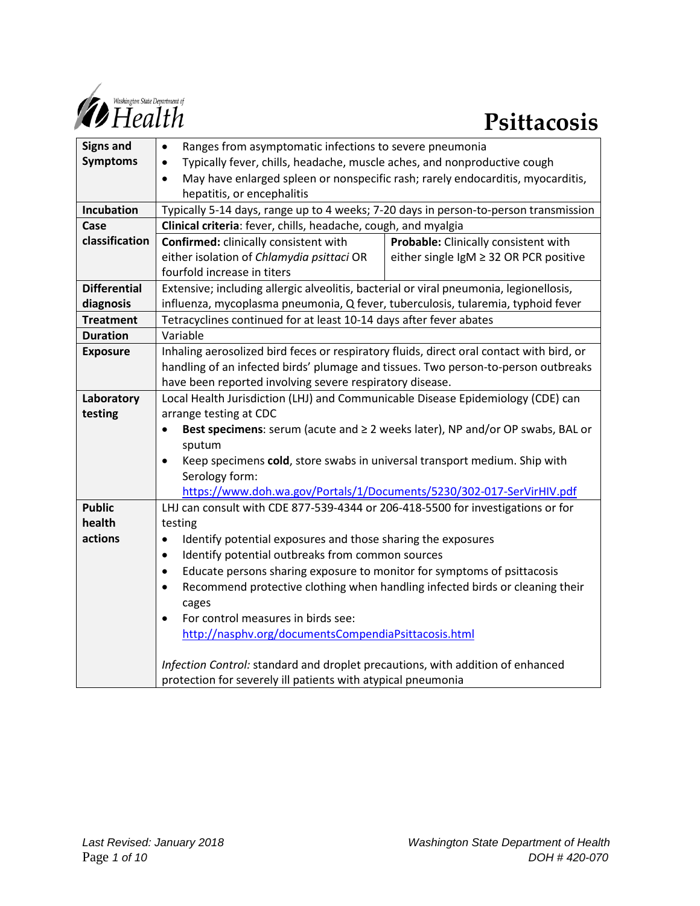Washington State Department of Health

# Psittacosis

| | |
|---|---|
| **Signs and Symptoms** | • Ranges from asymptomatic infections to severe pneumonia<br>• Typically fever, chills, headache, muscle aches, and nonproductive cough<br>• May have enlarged spleen or nonspecific rash; rarely endocarditis, myocarditis, hepatitis, or encephalitis |
| **Incubation** | Typically 5-14 days, range up to 4 weeks; 7-20 days in person-to-person transmission |
| **Case classification** | **Clinical criteria**: fever, chills, headache, cough, and myalgia<br>**Confirmed:** clinically consistent with either isolation of *Chlamydia psittaci* OR fourfold increase in titers<br>**Probable:** Clinically consistent with either single IgM ≥ 32 OR PCR positive |
| **Differential diagnosis** | Extensive; including allergic alveolitis, bacterial or viral pneumonia, legionellosis, influenza, mycoplasma pneumonia, Q fever, tuberculosis, tularemia, typhoid fever |
| **Treatment** | Tetracyclines continued for at least 10-14 days after fever abates |
| **Duration** | Variable |
| **Exposure** | Inhaling aerosolized bird feces or respiratory fluids, direct oral contact with bird, or handling of an infected birds' plumage and tissues. Two person-to-person outbreaks have been reported involving severe respiratory disease. |
| **Laboratory testing** | Local Health Jurisdiction (LHJ) and Communicable Disease Epidemiology (CDE) can arrange testing at CDC<br>• **Best specimens**: serum (acute and ≥ 2 weeks later), NP and/or OP swabs, BAL or sputum<br>• Keep specimens **cold**, store swabs in universal transport medium. Ship with Serology form: https://www.doh.wa.gov/Portals/1/Documents/5230/302-017-SerVirHIV.pdf |
| **Public health actions** | LHJ can consult with CDE 877-539-4344 or 206-418-5500 for investigations or for testing<br>• Identify potential exposures and those sharing the exposures<br>• Identify potential outbreaks from common sources<br>• Educate persons sharing exposure to monitor for symptoms of psittacosis<br>• Recommend protective clothing when handling infected birds or cleaning their cages<br>• For control measures in birds see: http://nasphv.org/documentsCompendiaPsittacosis.html<br><br>*Infection Control:* standard and droplet precautions, with addition of enhanced protection for severely ill patients with atypical pneumonia |

*Last Revised: January 2018*

*Washington State Department of Health*

*DOH # 420-070*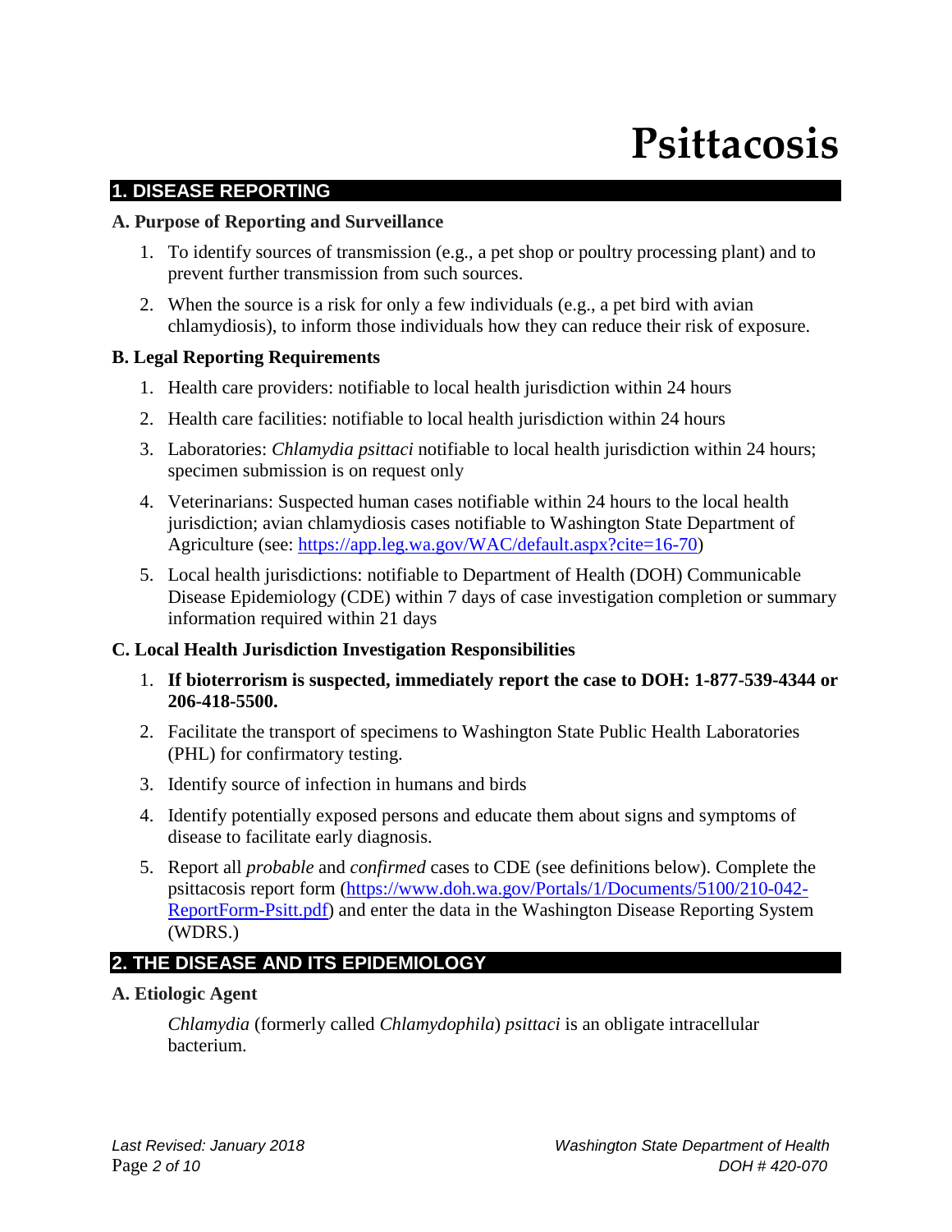# Psittacosis

## 1. DISEASE REPORTING

### A. Purpose of Reporting and Surveillance

1. To identify sources of transmission (e.g., a pet shop or poultry processing plant) and to prevent further transmission from such sources.
2. When the source is a risk for only a few individuals (e.g., a pet bird with avian chlamydiosis), to inform those individuals how they can reduce their risk of exposure.

### B. Legal Reporting Requirements

1. Health care providers: notifiable to local health jurisdiction within 24 hours
2. Health care facilities: notifiable to local health jurisdiction within 24 hours
3. Laboratories: *Chlamydia psittaci* notifiable to local health jurisdiction within 24 hours; specimen submission is on request only
4. Veterinarians: Suspected human cases notifiable within 24 hours to the local health jurisdiction; avian chlamydiosis cases notifiable to Washington State Department of Agriculture (see: [https://app.leg.wa.gov/WAC/default.aspx?cite=16-70](https://app.leg.wa.gov/WAC/default.aspx?cite=16-70))
5. Local health jurisdictions: notifiable to Department of Health (DOH) Communicable Disease Epidemiology (CDE) within 7 days of case investigation completion or summary information required within 21 days

### C. Local Health Jurisdiction Investigation Responsibilities

1. **If bioterrorism is suspected, immediately report the case to DOH: 1-877-539-4344 or 206-418-5500.**
2. Facilitate the transport of specimens to Washington State Public Health Laboratories (PHL) for confirmatory testing.
3. Identify source of infection in humans and birds
4. Identify potentially exposed persons and educate them about signs and symptoms of disease to facilitate early diagnosis.
5. Report all *probable* and *confirmed* cases to CDE (see definitions below). Complete the psittacosis report form ([https://www.doh.wa.gov/Portals/1/Documents/5100/210-042-ReportForm-Psitt.pdf](https://www.doh.wa.gov/Portals/1/Documents/5100/210-042-ReportForm-Psitt.pdf)) and enter the data in the Washington Disease Reporting System (WDRS.)

## 2. THE DISEASE AND ITS EPIDEMIOLOGY

### A. Etiologic Agent

*Chlamydia* (formerly called *Chlamydophila*) *psittaci* is an obligate intracellular bacterium.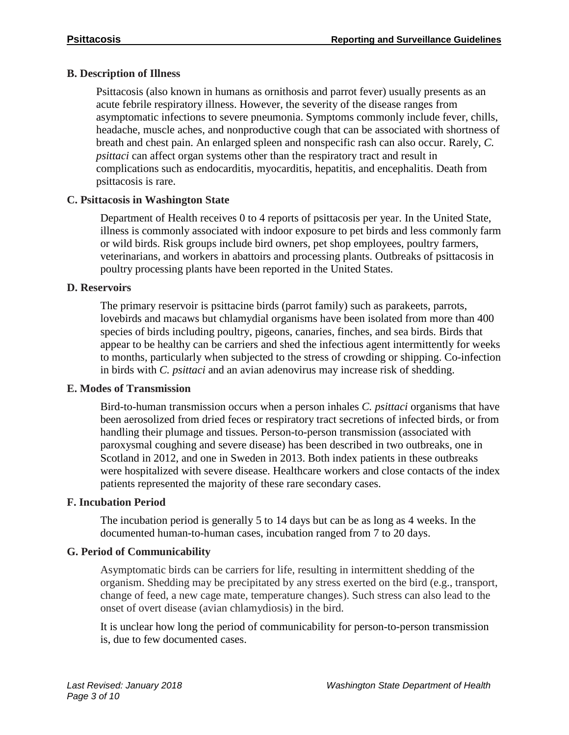### B. Description of Illness

Psittacosis (also known in humans as ornithosis and parrot fever) usually presents as an acute febrile respiratory illness. However, the severity of the disease ranges from asymptomatic infections to severe pneumonia. Symptoms commonly include fever, chills, headache, muscle aches, and nonproductive cough that can be associated with shortness of breath and chest pain. An enlarged spleen and nonspecific rash can also occur. Rarely, *C. psittaci* can affect organ systems other than the respiratory tract and result in complications such as endocarditis, myocarditis, hepatitis, and encephalitis. Death from psittacosis is rare.

### C. Psittacosis in Washington State

Department of Health receives 0 to 4 reports of psittacosis per year. In the United State, illness is commonly associated with indoor exposure to pet birds and less commonly farm or wild birds. Risk groups include bird owners, pet shop employees, poultry farmers, veterinarians, and workers in abattoirs and processing plants. Outbreaks of psittacosis in poultry processing plants have been reported in the United States.

### D. Reservoirs

The primary reservoir is psittacine birds (parrot family) such as parakeets, parrots, lovebirds and macaws but chlamydial organisms have been isolated from more than 400 species of birds including poultry, pigeons, canaries, finches, and sea birds. Birds that appear to be healthy can be carriers and shed the infectious agent intermittently for weeks to months, particularly when subjected to the stress of crowding or shipping. Co-infection in birds with *C. psittaci* and an avian adenovirus may increase risk of shedding.

### E. Modes of Transmission

Bird-to-human transmission occurs when a person inhales *C. psittaci* organisms that have been aerosolized from dried feces or respiratory tract secretions of infected birds, or from handling their plumage and tissues. Person-to-person transmission (associated with paroxysmal coughing and severe disease) has been described in two outbreaks, one in Scotland in 2012, and one in Sweden in 2013. Both index patients in these outbreaks were hospitalized with severe disease. Healthcare workers and close contacts of the index patients represented the majority of these rare secondary cases.

### F. Incubation Period

The incubation period is generally 5 to 14 days but can be as long as 4 weeks. In the documented human-to-human cases, incubation ranged from 7 to 20 days.

### G. Period of Communicability

Asymptomatic birds can be carriers for life, resulting in intermittent shedding of the organism. Shedding may be precipitated by any stress exerted on the bird (e.g., transport, change of feed, a new cage mate, temperature changes). Such stress can also lead to the onset of overt disease (avian chlamydiosis) in the bird.

It is unclear how long the period of communicability for person-to-person transmission is, due to few documented cases.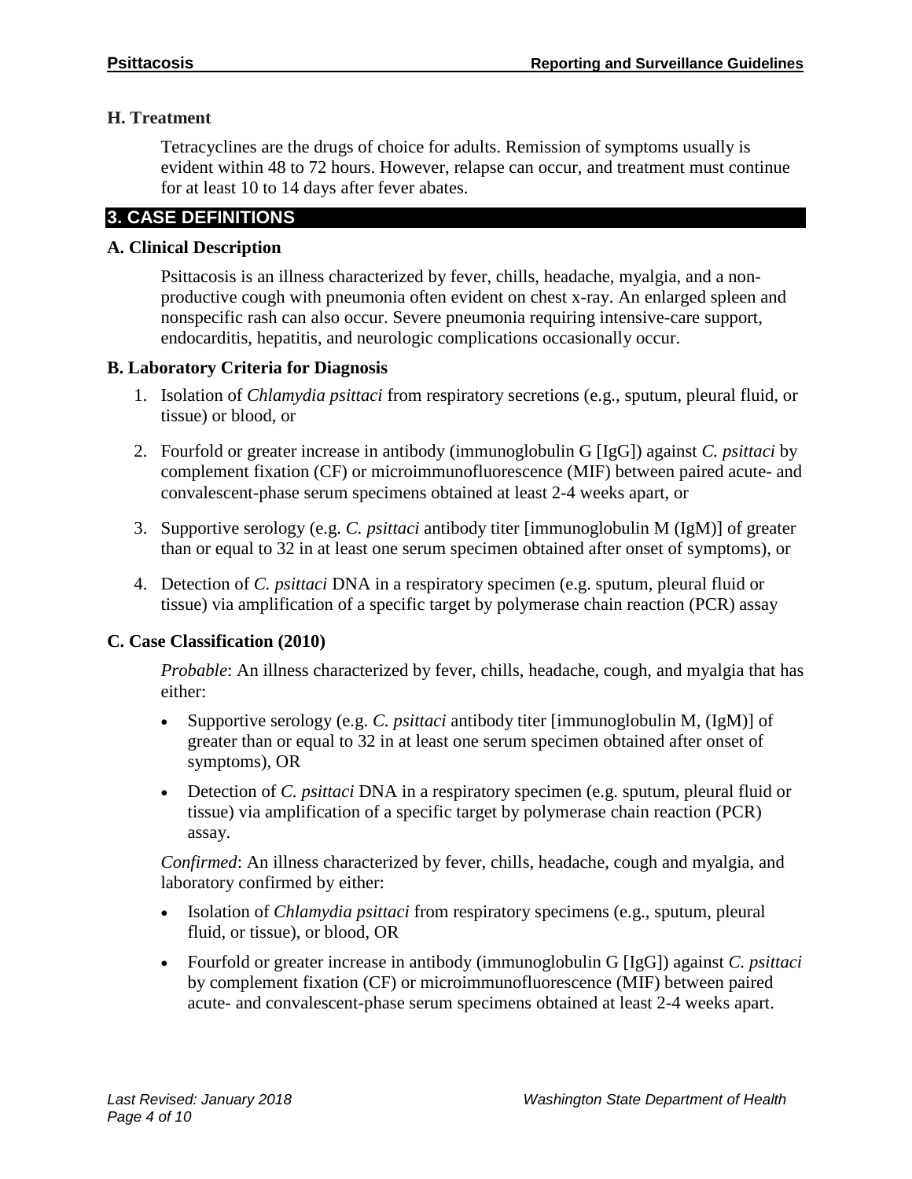### H. Treatment

Tetracyclines are the drugs of choice for adults. Remission of symptoms usually is evident within 48 to 72 hours. However, relapse can occur, and treatment must continue for at least 10 to 14 days after fever abates.

## 3. CASE DEFINITIONS

### A. Clinical Description

Psittacosis is an illness characterized by fever, chills, headache, myalgia, and a non-productive cough with pneumonia often evident on chest x-ray. An enlarged spleen and nonspecific rash can also occur. Severe pneumonia requiring intensive-care support, endocarditis, hepatitis, and neurologic complications occasionally occur.

### B. Laboratory Criteria for Diagnosis

1. Isolation of *Chlamydia psittaci* from respiratory secretions (e.g., sputum, pleural fluid, or tissue) or blood, or
2. Fourfold or greater increase in antibody (immunoglobulin G [IgG]) against *C. psittaci* by complement fixation (CF) or microimmunofluorescence (MIF) between paired acute- and convalescent-phase serum specimens obtained at least 2-4 weeks apart, or
3. Supportive serology (e.g. *C. psittaci* antibody titer [immunoglobulin M (IgM)] of greater than or equal to 32 in at least one serum specimen obtained after onset of symptoms), or
4. Detection of *C. psittaci* DNA in a respiratory specimen (e.g. sputum, pleural fluid or tissue) via amplification of a specific target by polymerase chain reaction (PCR) assay

### C. Case Classification (2010)

*Probable*: An illness characterized by fever, chills, headache, cough, and myalgia that has either:

- Supportive serology (e.g. *C. psittaci* antibody titer [immunoglobulin M, (IgM)] of greater than or equal to 32 in at least one serum specimen obtained after onset of symptoms), OR
- Detection of *C. psittaci* DNA in a respiratory specimen (e.g. sputum, pleural fluid or tissue) via amplification of a specific target by polymerase chain reaction (PCR) assay.

*Confirmed*: An illness characterized by fever, chills, headache, cough and myalgia, and laboratory confirmed by either:

- Isolation of *Chlamydia psittaci* from respiratory specimens (e.g., sputum, pleural fluid, or tissue), or blood, OR
- Fourfold or greater increase in antibody (immunoglobulin G [IgG]) against *C. psittaci* by complement fixation (CF) or microimmunofluorescence (MIF) between paired acute- and convalescent-phase serum specimens obtained at least 2-4 weeks apart.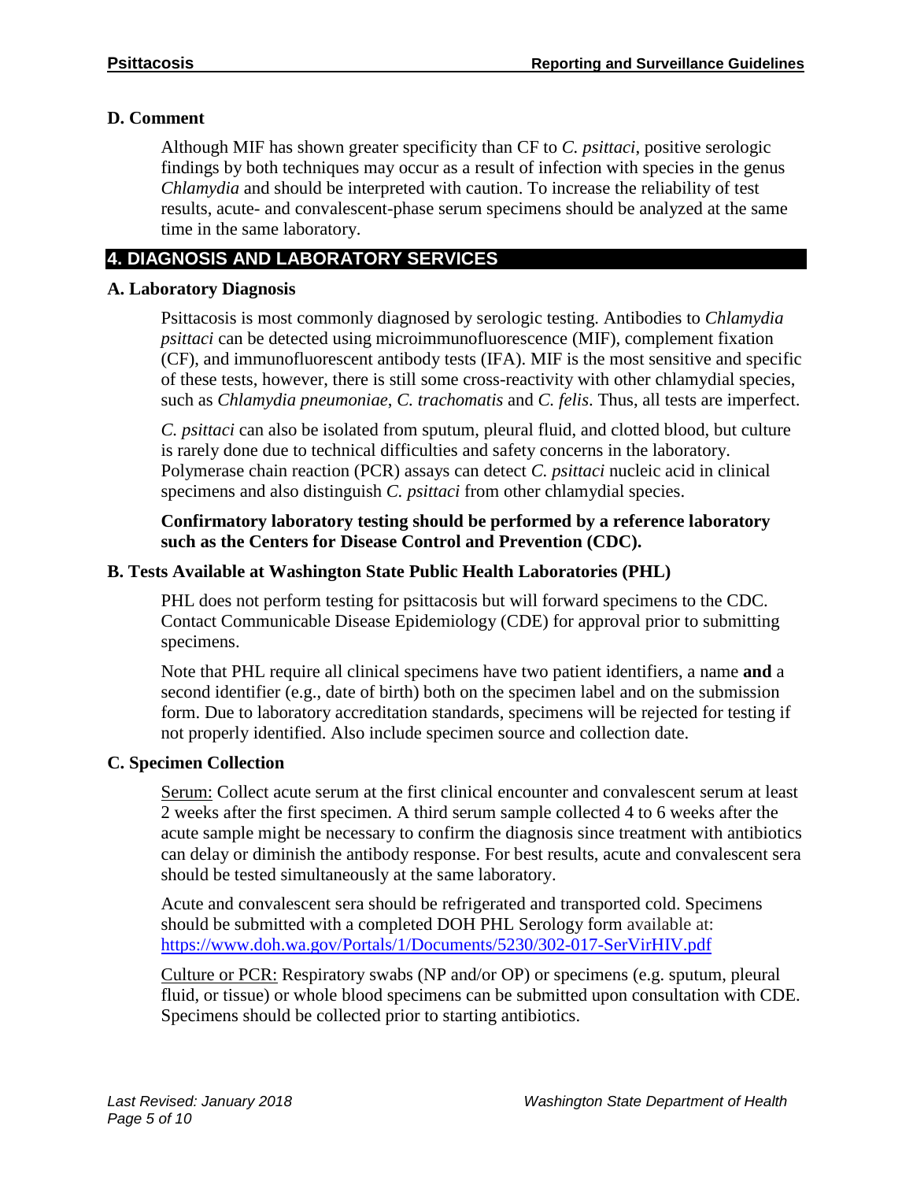### D. Comment

Although MIF has shown greater specificity than CF to *C. psittaci*, positive serologic findings by both techniques may occur as a result of infection with species in the genus *Chlamydia* and should be interpreted with caution. To increase the reliability of test results, acute- and convalescent-phase serum specimens should be analyzed at the same time in the same laboratory.

## 4. DIAGNOSIS AND LABORATORY SERVICES

### A. Laboratory Diagnosis

Psittacosis is most commonly diagnosed by serologic testing. Antibodies to *Chlamydia psittaci* can be detected using microimmunofluorescence (MIF), complement fixation (CF), and immunofluorescent antibody tests (IFA). MIF is the most sensitive and specific of these tests, however, there is still some cross-reactivity with other chlamydial species, such as *Chlamydia pneumoniae*, *C. trachomatis* and *C. felis*. Thus, all tests are imperfect.

*C. psittaci* can also be isolated from sputum, pleural fluid, and clotted blood, but culture is rarely done due to technical difficulties and safety concerns in the laboratory. Polymerase chain reaction (PCR) assays can detect *C. psittaci* nucleic acid in clinical specimens and also distinguish *C. psittaci* from other chlamydial species.

**Confirmatory laboratory testing should be performed by a reference laboratory such as the Centers for Disease Control and Prevention (CDC).**

### B. Tests Available at Washington State Public Health Laboratories (PHL)

PHL does not perform testing for psittacosis but will forward specimens to the CDC. Contact Communicable Disease Epidemiology (CDE) for approval prior to submitting specimens.

Note that PHL require all clinical specimens have two patient identifiers, a name **and** a second identifier (e.g., date of birth) both on the specimen label and on the submission form. Due to laboratory accreditation standards, specimens will be rejected for testing if not properly identified. Also include specimen source and collection date.

### C. Specimen Collection

Serum: Collect acute serum at the first clinical encounter and convalescent serum at least 2 weeks after the first specimen. A third serum sample collected 4 to 6 weeks after the acute sample might be necessary to confirm the diagnosis since treatment with antibiotics can delay or diminish the antibody response. For best results, acute and convalescent sera should be tested simultaneously at the same laboratory.

Acute and convalescent sera should be refrigerated and transported cold. Specimens should be submitted with a completed DOH PHL Serology form available at: [https://www.doh.wa.gov/Portals/1/Documents/5230/302-017-SerVirHIV.pdf](https://www.doh.wa.gov/Portals/1/Documents/5230/302-017-SerVirHIV.pdf)

Culture or PCR: Respiratory swabs (NP and/or OP) or specimens (e.g. sputum, pleural fluid, or tissue) or whole blood specimens can be submitted upon consultation with CDE. Specimens should be collected prior to starting antibiotics.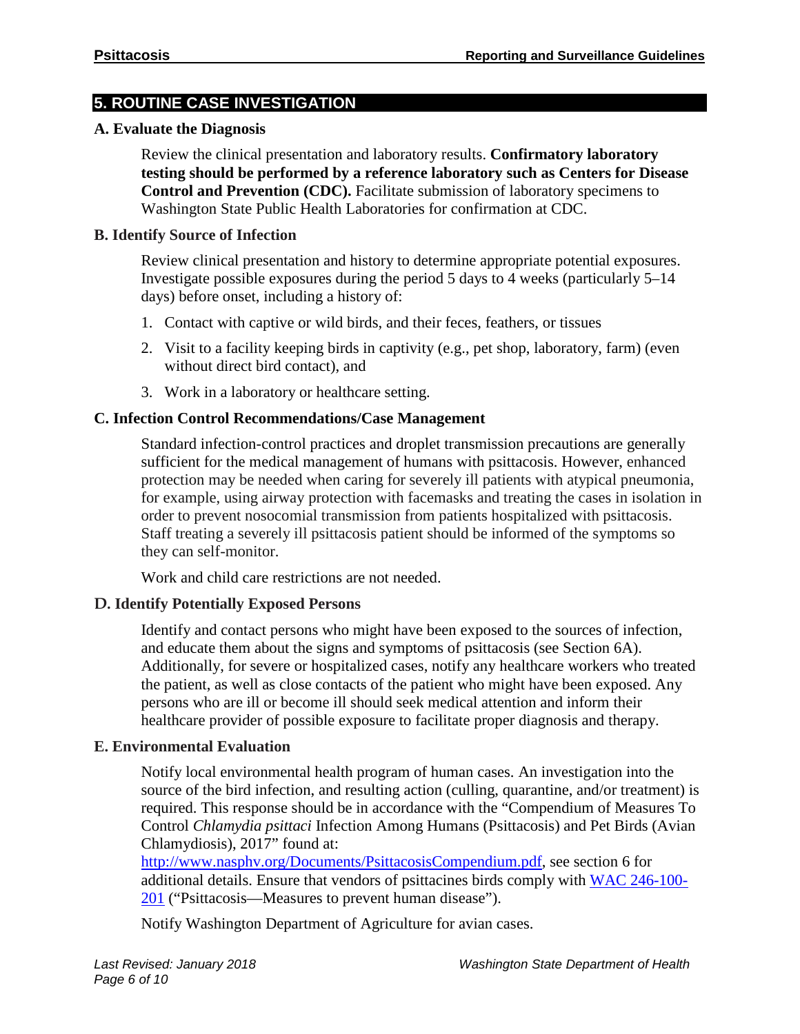## 5. ROUTINE CASE INVESTIGATION

### A. Evaluate the Diagnosis

Review the clinical presentation and laboratory results. **Confirmatory laboratory testing should be performed by a reference laboratory such as Centers for Disease Control and Prevention (CDC).** Facilitate submission of laboratory specimens to Washington State Public Health Laboratories for confirmation at CDC.

### B. Identify Source of Infection

Review clinical presentation and history to determine appropriate potential exposures. Investigate possible exposures during the period 5 days to 4 weeks (particularly 5–14 days) before onset, including a history of:

1. Contact with captive or wild birds, and their feces, feathers, or tissues
2. Visit to a facility keeping birds in captivity (e.g., pet shop, laboratory, farm) (even without direct bird contact), and
3. Work in a laboratory or healthcare setting.

### C. Infection Control Recommendations/Case Management

Standard infection-control practices and droplet transmission precautions are generally sufficient for the medical management of humans with psittacosis. However, enhanced protection may be needed when caring for severely ill patients with atypical pneumonia, for example, using airway protection with facemasks and treating the cases in isolation in order to prevent nosocomial transmission from patients hospitalized with psittacosis. Staff treating a severely ill psittacosis patient should be informed of the symptoms so they can self-monitor.

Work and child care restrictions are not needed.

### D. Identify Potentially Exposed Persons

Identify and contact persons who might have been exposed to the sources of infection, and educate them about the signs and symptoms of psittacosis (see Section 6A). Additionally, for severe or hospitalized cases, notify any healthcare workers who treated the patient, as well as close contacts of the patient who might have been exposed. Any persons who are ill or become ill should seek medical attention and inform their healthcare provider of possible exposure to facilitate proper diagnosis and therapy.

### E. Environmental Evaluation

Notify local environmental health program of human cases. An investigation into the source of the bird infection, and resulting action (culling, quarantine, and/or treatment) is required. This response should be in accordance with the "Compendium of Measures To Control *Chlamydia psittaci* Infection Among Humans (Psittacosis) and Pet Birds (Avian Chlamydiosis), 2017" found at: [http://www.nasphv.org/Documents/PsittacosisCompendium.pdf](http://www.nasphv.org/Documents/PsittacosisCompendium.pdf), see section 6 for additional details. Ensure that vendors of psittacines birds comply with [WAC 246-100-201](#) ("Psittacosis—Measures to prevent human disease").

Notify Washington Department of Agriculture for avian cases.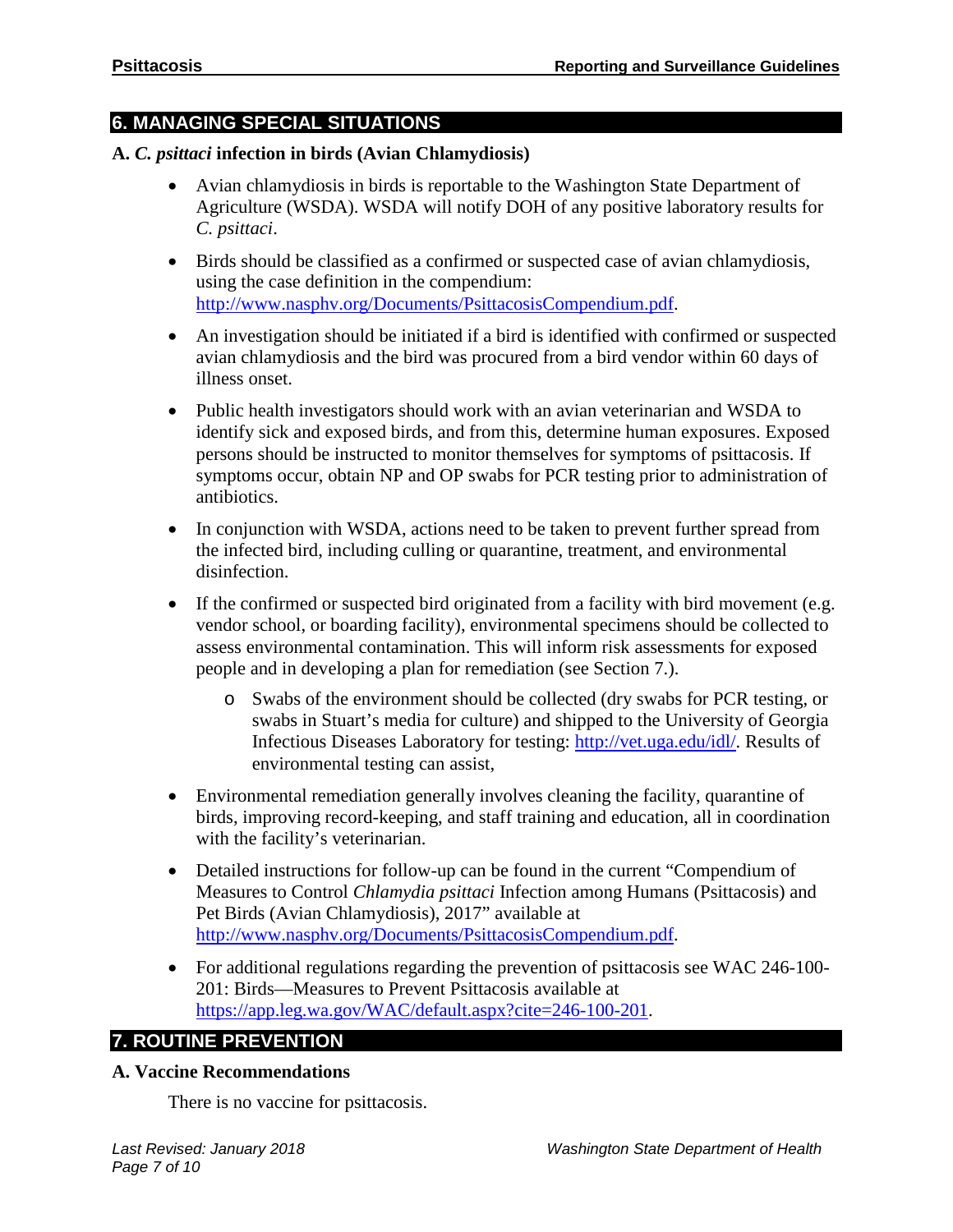## 6. MANAGING SPECIAL SITUATIONS

### A. *C. psittaci* infection in birds (Avian Chlamydiosis)

- Avian chlamydiosis in birds is reportable to the Washington State Department of Agriculture (WSDA). WSDA will notify DOH of any positive laboratory results for *C. psittaci*.
- Birds should be classified as a confirmed or suspected case of avian chlamydiosis, using the case definition in the compendium: http://www.nasphv.org/Documents/PsittacosisCompendium.pdf.
- An investigation should be initiated if a bird is identified with confirmed or suspected avian chlamydiosis and the bird was procured from a bird vendor within 60 days of illness onset.
- Public health investigators should work with an avian veterinarian and WSDA to identify sick and exposed birds, and from this, determine human exposures. Exposed persons should be instructed to monitor themselves for symptoms of psittacosis. If symptoms occur, obtain NP and OP swabs for PCR testing prior to administration of antibiotics.
- In conjunction with WSDA, actions need to be taken to prevent further spread from the infected bird, including culling or quarantine, treatment, and environmental disinfection.
- If the confirmed or suspected bird originated from a facility with bird movement (e.g. vendor school, or boarding facility), environmental specimens should be collected to assess environmental contamination. This will inform risk assessments for exposed people and in developing a plan for remediation (see Section 7.).
  - Swabs of the environment should be collected (dry swabs for PCR testing, or swabs in Stuart's media for culture) and shipped to the University of Georgia Infectious Diseases Laboratory for testing: http://vet.uga.edu/idl/. Results of environmental testing can assist,
- Environmental remediation generally involves cleaning the facility, quarantine of birds, improving record-keeping, and staff training and education, all in coordination with the facility's veterinarian.
- Detailed instructions for follow-up can be found in the current "Compendium of Measures to Control *Chlamydia psittaci* Infection among Humans (Psittacosis) and Pet Birds (Avian Chlamydiosis), 2017" available at http://www.nasphv.org/Documents/PsittacosisCompendium.pdf.
- For additional regulations regarding the prevention of psittacosis see WAC 246-100-201: Birds—Measures to Prevent Psittacosis available at https://app.leg.wa.gov/WAC/default.aspx?cite=246-100-201.

## 7. ROUTINE PREVENTION

### A. Vaccine Recommendations

There is no vaccine for psittacosis.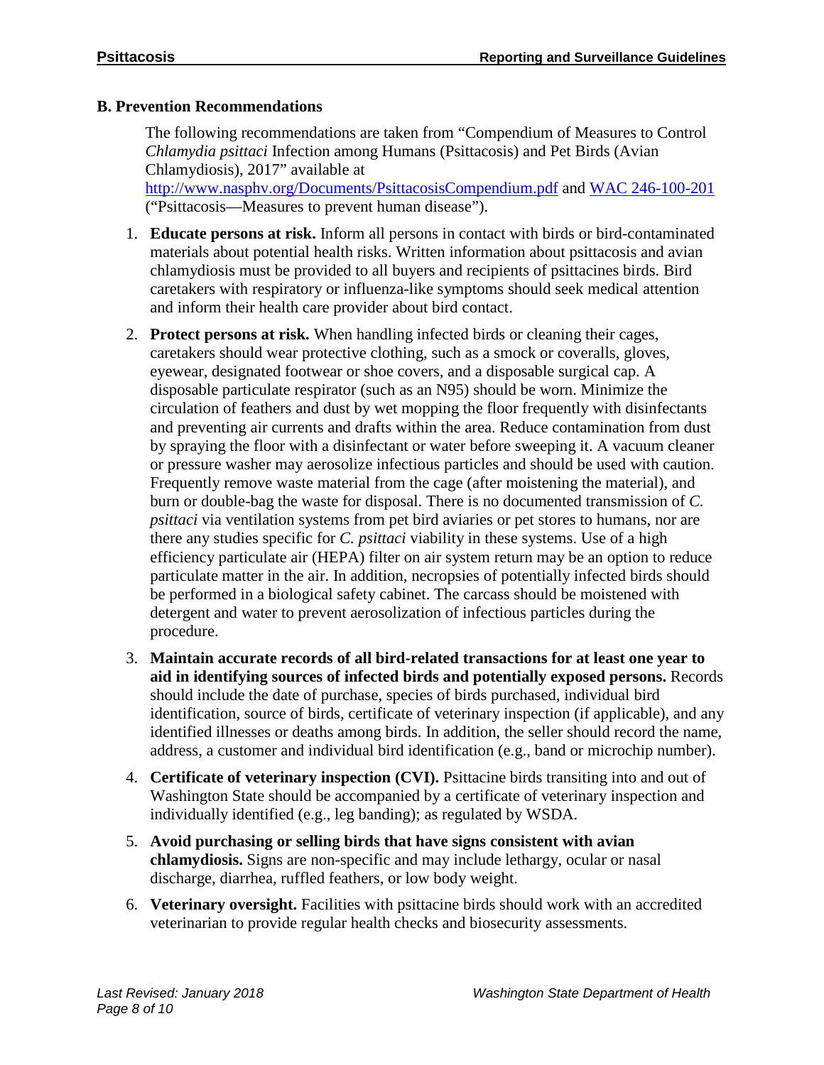### B. Prevention Recommendations

The following recommendations are taken from "Compendium of Measures to Control *Chlamydia psittaci* Infection among Humans (Psittacosis) and Pet Birds (Avian Chlamydiosis), 2017" available at [http://www.nasphv.org/Documents/PsittacosisCompendium.pdf](http://www.nasphv.org/Documents/PsittacosisCompendium.pdf) and WAC 246-100-201 ("Psittacosis—Measures to prevent human disease").

1. **Educate persons at risk.** Inform all persons in contact with birds or bird-contaminated materials about potential health risks. Written information about psittacosis and avian chlamydiosis must be provided to all buyers and recipients of psittacines birds. Bird caretakers with respiratory or influenza-like symptoms should seek medical attention and inform their health care provider about bird contact.
2. **Protect persons at risk.** When handling infected birds or cleaning their cages, caretakers should wear protective clothing, such as a smock or coveralls, gloves, eyewear, designated footwear or shoe covers, and a disposable surgical cap. A disposable particulate respirator (such as an N95) should be worn. Minimize the circulation of feathers and dust by wet mopping the floor frequently with disinfectants and preventing air currents and drafts within the area. Reduce contamination from dust by spraying the floor with a disinfectant or water before sweeping it. A vacuum cleaner or pressure washer may aerosolize infectious particles and should be used with caution. Frequently remove waste material from the cage (after moistening the material), and burn or double-bag the waste for disposal. There is no documented transmission of *C. psittaci* via ventilation systems from pet bird aviaries or pet stores to humans, nor are there any studies specific for *C. psittaci* viability in these systems. Use of a high efficiency particulate air (HEPA) filter on air system return may be an option to reduce particulate matter in the air. In addition, necropsies of potentially infected birds should be performed in a biological safety cabinet. The carcass should be moistened with detergent and water to prevent aerosolization of infectious particles during the procedure.
3. **Maintain accurate records of all bird-related transactions for at least one year to aid in identifying sources of infected birds and potentially exposed persons.** Records should include the date of purchase, species of birds purchased, individual bird identification, source of birds, certificate of veterinary inspection (if applicable), and any identified illnesses or deaths among birds. In addition, the seller should record the name, address, a customer and individual bird identification (e.g., band or microchip number).
4. **Certificate of veterinary inspection (CVI).** Psittacine birds transiting into and out of Washington State should be accompanied by a certificate of veterinary inspection and individually identified (e.g., leg banding); as regulated by WSDA.
5. **Avoid purchasing or selling birds that have signs consistent with avian chlamydiosis.** Signs are non-specific and may include lethargy, ocular or nasal discharge, diarrhea, ruffled feathers, or low body weight.
6. **Veterinary oversight.** Facilities with psittacine birds should work with an accredited veterinarian to provide regular health checks and biosecurity assessments.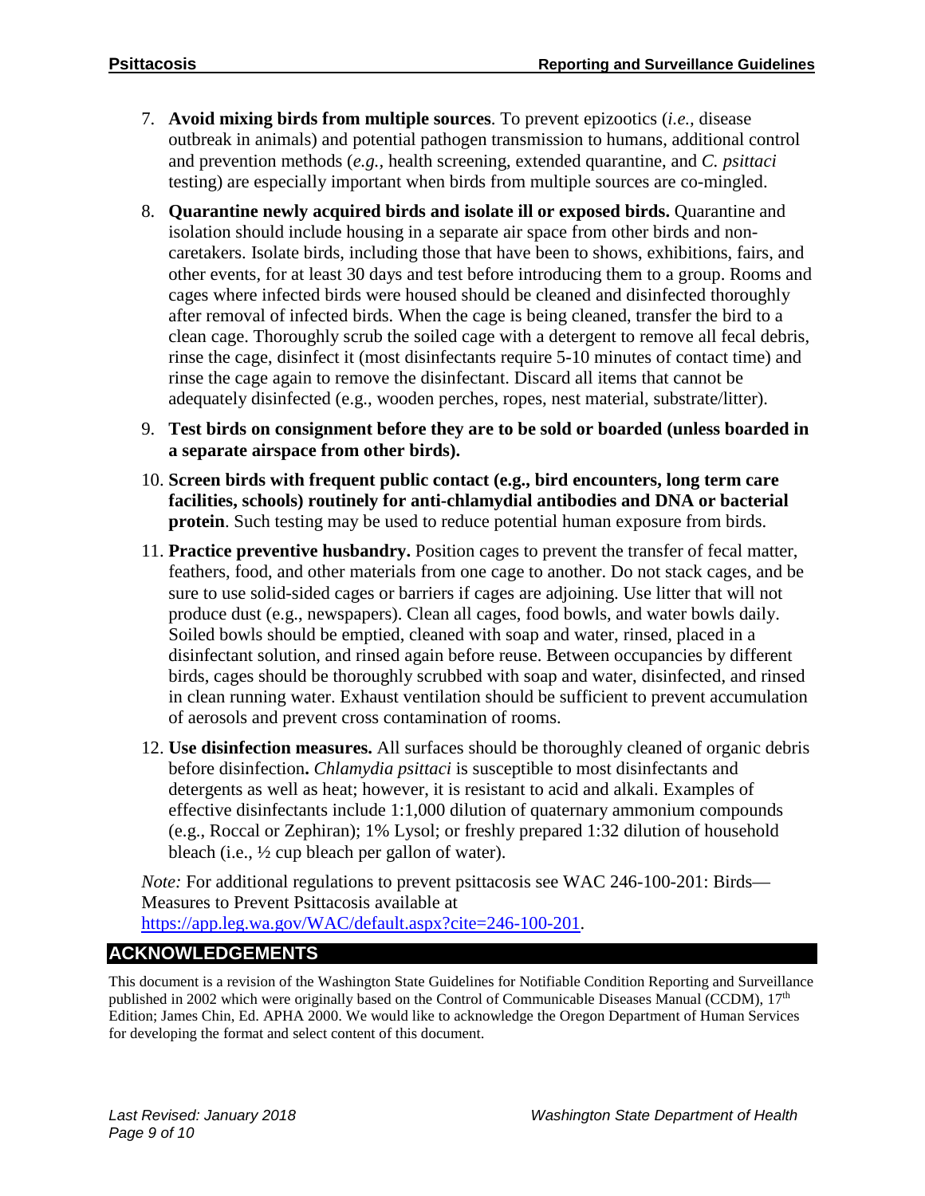7. **Avoid mixing birds from multiple sources**. To prevent epizootics (*i.e.*, disease outbreak in animals) and potential pathogen transmission to humans, additional control and prevention methods (*e.g.*, health screening, extended quarantine, and *C. psittaci* testing) are especially important when birds from multiple sources are co-mingled.
8. **Quarantine newly acquired birds and isolate ill or exposed birds.** Quarantine and isolation should include housing in a separate air space from other birds and non-caretakers. Isolate birds, including those that have been to shows, exhibitions, fairs, and other events, for at least 30 days and test before introducing them to a group. Rooms and cages where infected birds were housed should be cleaned and disinfected thoroughly after removal of infected birds. When the cage is being cleaned, transfer the bird to a clean cage. Thoroughly scrub the soiled cage with a detergent to remove all fecal debris, rinse the cage, disinfect it (most disinfectants require 5-10 minutes of contact time) and rinse the cage again to remove the disinfectant. Discard all items that cannot be adequately disinfected (e.g., wooden perches, ropes, nest material, substrate/litter).
9. **Test birds on consignment before they are to be sold or boarded (unless boarded in a separate airspace from other birds).**
10. **Screen birds with frequent public contact (e.g., bird encounters, long term care facilities, schools) routinely for anti-chlamydial antibodies and DNA or bacterial protein**. Such testing may be used to reduce potential human exposure from birds.
11. **Practice preventive husbandry.** Position cages to prevent the transfer of fecal matter, feathers, food, and other materials from one cage to another. Do not stack cages, and be sure to use solid-sided cages or barriers if cages are adjoining. Use litter that will not produce dust (e.g., newspapers). Clean all cages, food bowls, and water bowls daily. Soiled bowls should be emptied, cleaned with soap and water, rinsed, placed in a disinfectant solution, and rinsed again before reuse. Between occupancies by different birds, cages should be thoroughly scrubbed with soap and water, disinfected, and rinsed in clean running water. Exhaust ventilation should be sufficient to prevent accumulation of aerosols and prevent cross contamination of rooms.
12. **Use disinfection measures.** All surfaces should be thoroughly cleaned of organic debris before disinfection**.** *Chlamydia psittaci* is susceptible to most disinfectants and detergents as well as heat; however, it is resistant to acid and alkali. Examples of effective disinfectants include 1:1,000 dilution of quaternary ammonium compounds (e.g., Roccal or Zephiran); 1% Lysol; or freshly prepared 1:32 dilution of household bleach (i.e., ½ cup bleach per gallon of water).

*Note:* For additional regulations to prevent psittacosis see WAC 246-100-201: Birds—Measures to Prevent Psittacosis available at https://app.leg.wa.gov/WAC/default.aspx?cite=246-100-201.

## ACKNOWLEDGEMENTS

This document is a revision of the Washington State Guidelines for Notifiable Condition Reporting and Surveillance published in 2002 which were originally based on the Control of Communicable Diseases Manual (CCDM), 17th Edition; James Chin, Ed. APHA 2000. We would like to acknowledge the Oregon Department of Human Services for developing the format and select content of this document.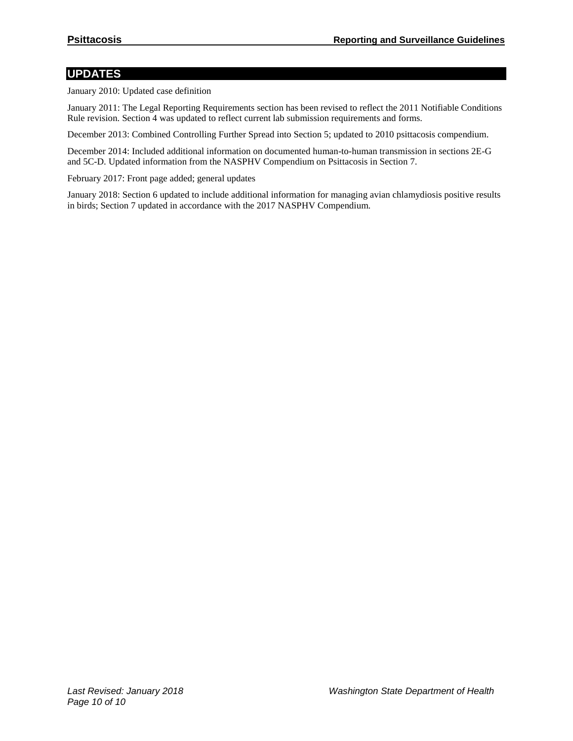## UPDATES

January 2010: Updated case definition

January 2011: The Legal Reporting Requirements section has been revised to reflect the 2011 Notifiable Conditions Rule revision. Section 4 was updated to reflect current lab submission requirements and forms.

December 2013: Combined Controlling Further Spread into Section 5; updated to 2010 psittacosis compendium.

December 2014: Included additional information on documented human-to-human transmission in sections 2E-G and 5C-D. Updated information from the NASPHV Compendium on Psittacosis in Section 7.

February 2017: Front page added; general updates

January 2018: Section 6 updated to include additional information for managing avian chlamydiosis positive results in birds; Section 7 updated in accordance with the 2017 NASPHV Compendium.